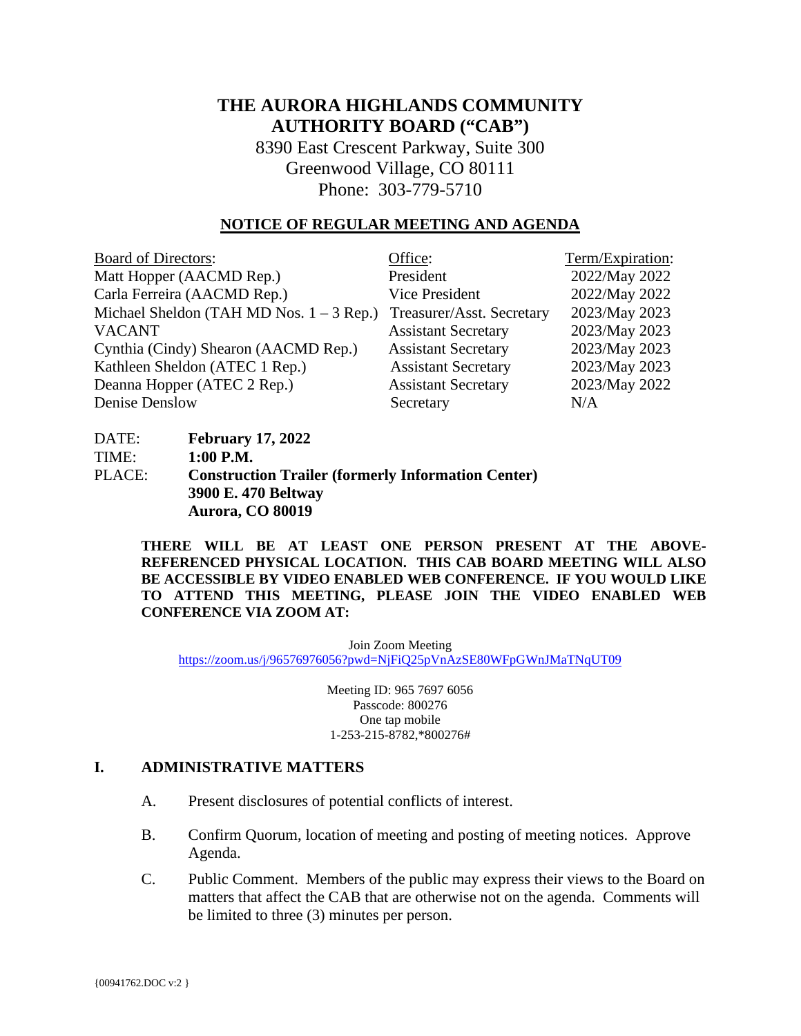# THE AURORA HIGHLANDS COMMUNITY AUTHORITY BOARD ("CAB")

8390 East Crescent Parkway, Suite 300
Greenwood Village, CO 80111
Phone: 303-779-5710

## NOTICE OF REGULAR MEETING AND AGENDA

| Board of Directors: | Office: | Term/Expiration: |
|---|---|---|
| Matt Hopper (AACMD Rep.) | President | 2022/May 2022 |
| Carla Ferreira (AACMD Rep.) | Vice President | 2022/May 2022 |
| Michael Sheldon (TAH MD Nos. 1 – 3 Rep.) | Treasurer/Asst. Secretary | 2023/May 2023 |
| VACANT | Assistant Secretary | 2023/May 2023 |
| Cynthia (Cindy) Shearon (AACMD Rep.) | Assistant Secretary | 2023/May 2023 |
| Kathleen Sheldon (ATEC 1 Rep.) | Assistant Secretary | 2023/May 2023 |
| Deanna Hopper (ATEC 2 Rep.) | Assistant Secretary | 2023/May 2022 |
| Denise Denslow | Secretary | N/A |

DATE: **February 17, 2022**
TIME: **1:00 P.M.**
PLACE: **Construction Trailer (formerly Information Center)**
**3900 E. 470 Beltway**
**Aurora, CO 80019**

**THERE WILL BE AT LEAST ONE PERSON PRESENT AT THE ABOVE-REFERENCED PHYSICAL LOCATION. THIS CAB BOARD MEETING WILL ALSO BE ACCESSIBLE BY VIDEO ENABLED WEB CONFERENCE. IF YOU WOULD LIKE TO ATTEND THIS MEETING, PLEASE JOIN THE VIDEO ENABLED WEB CONFERENCE VIA ZOOM AT:**

Join Zoom Meeting
https://zoom.us/j/96576976056?pwd=NjFiQ25pVnAzSE80WFpGWnJMaTNqUT09

Meeting ID: 965 7697 6056
Passcode: 800276
One tap mobile
1-253-215-8782,*800276#

## I. ADMINISTRATIVE MATTERS

A. Present disclosures of potential conflicts of interest.

B. Confirm Quorum, location of meeting and posting of meeting notices. Approve Agenda.

C. Public Comment. Members of the public may express their views to the Board on matters that affect the CAB that are otherwise not on the agenda. Comments will be limited to three (3) minutes per person.

{00941762.DOC v:2 }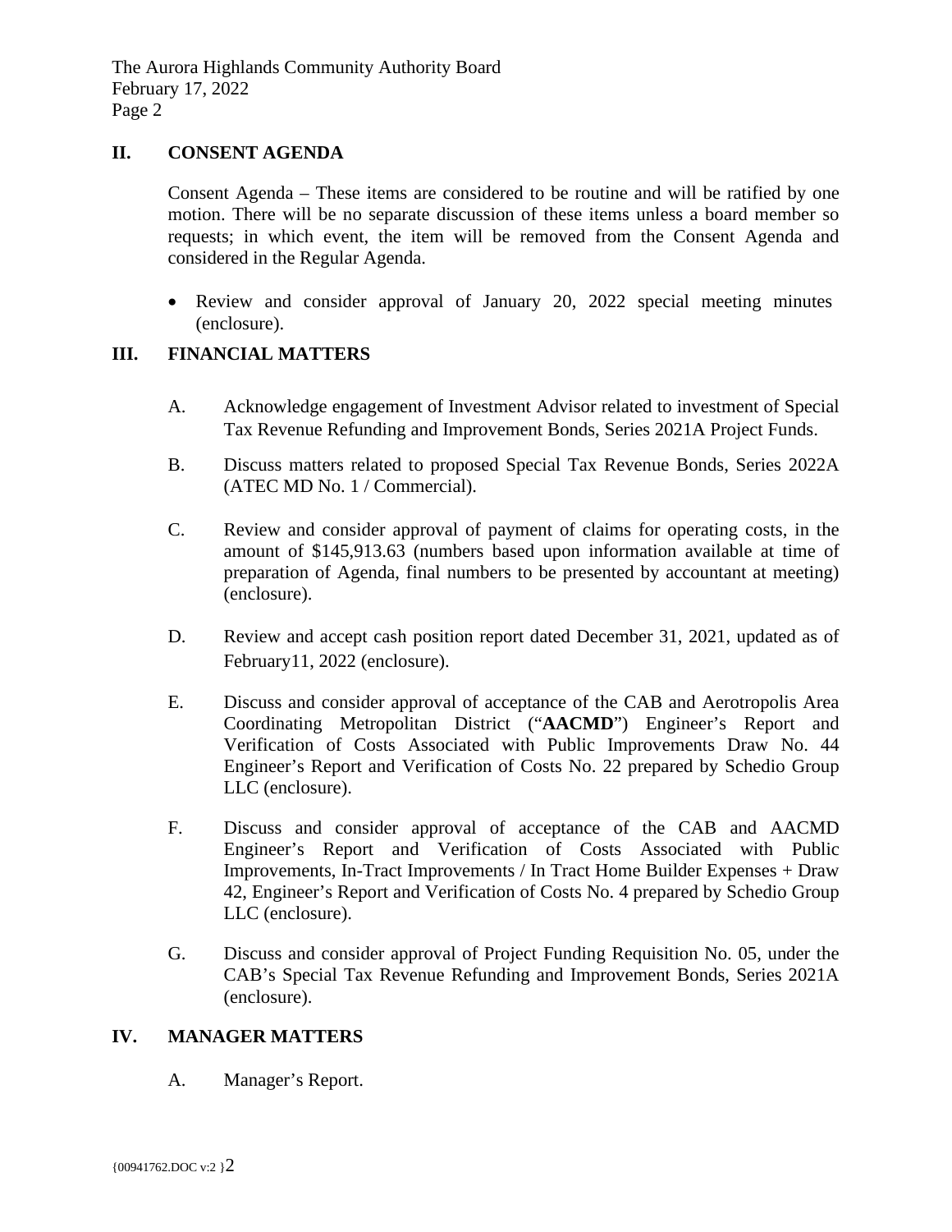## II. CONSENT AGENDA

Consent Agenda – These items are considered to be routine and will be ratified by one motion. There will be no separate discussion of these items unless a board member so requests; in which event, the item will be removed from the Consent Agenda and considered in the Regular Agenda.

- Review and consider approval of January 20, 2022 special meeting minutes (enclosure).

## III. FINANCIAL MATTERS

A. Acknowledge engagement of Investment Advisor related to investment of Special Tax Revenue Refunding and Improvement Bonds, Series 2021A Project Funds.

B. Discuss matters related to proposed Special Tax Revenue Bonds, Series 2022A (ATEC MD No. 1 / Commercial).

C. Review and consider approval of payment of claims for operating costs, in the amount of $145,913.63 (numbers based upon information available at time of preparation of Agenda, final numbers to be presented by accountant at meeting) (enclosure).

D. Review and accept cash position report dated December 31, 2021, updated as of February11, 2022 (enclosure).

E. Discuss and consider approval of acceptance of the CAB and Aerotropolis Area Coordinating Metropolitan District ("**AACMD**") Engineer's Report and Verification of Costs Associated with Public Improvements Draw No. 44 Engineer's Report and Verification of Costs No. 22 prepared by Schedio Group LLC (enclosure).

F. Discuss and consider approval of acceptance of the CAB and AACMD Engineer's Report and Verification of Costs Associated with Public Improvements, In-Tract Improvements / In Tract Home Builder Expenses + Draw 42, Engineer's Report and Verification of Costs No. 4 prepared by Schedio Group LLC (enclosure).

G. Discuss and consider approval of Project Funding Requisition No. 05, under the CAB's Special Tax Revenue Refunding and Improvement Bonds, Series 2021A (enclosure).

## IV. MANAGER MATTERS

A. Manager's Report.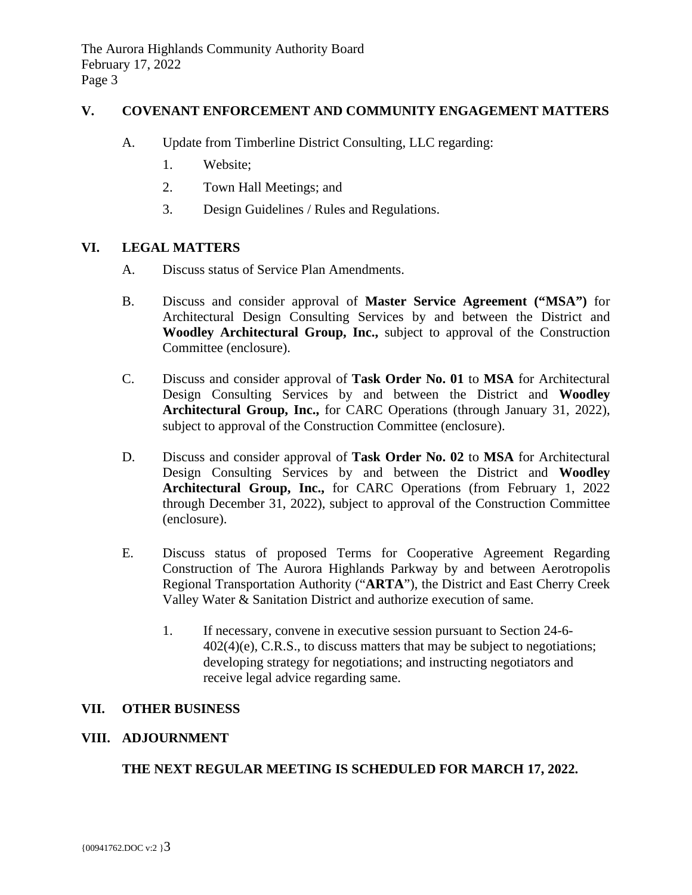## V. COVENANT ENFORCEMENT AND COMMUNITY ENGAGEMENT MATTERS

A. Update from Timberline District Consulting, LLC regarding:

1. Website;
2. Town Hall Meetings; and
3. Design Guidelines / Rules and Regulations.

## VI. LEGAL MATTERS

A. Discuss status of Service Plan Amendments.

B. Discuss and consider approval of **Master Service Agreement ("MSA")** for Architectural Design Consulting Services by and between the District and **Woodley Architectural Group, Inc.,** subject to approval of the Construction Committee (enclosure).

C. Discuss and consider approval of **Task Order No. 01** to **MSA** for Architectural Design Consulting Services by and between the District and **Woodley Architectural Group, Inc.,** for CARC Operations (through January 31, 2022), subject to approval of the Construction Committee (enclosure).

D. Discuss and consider approval of **Task Order No. 02** to **MSA** for Architectural Design Consulting Services by and between the District and **Woodley Architectural Group, Inc.,** for CARC Operations (from February 1, 2022 through December 31, 2022), subject to approval of the Construction Committee (enclosure).

E. Discuss status of proposed Terms for Cooperative Agreement Regarding Construction of The Aurora Highlands Parkway by and between Aerotropolis Regional Transportation Authority ("**ARTA**"), the District and East Cherry Creek Valley Water & Sanitation District and authorize execution of same.

1. If necessary, convene in executive session pursuant to Section 24-6-402(4)(e), C.R.S., to discuss matters that may be subject to negotiations; developing strategy for negotiations; and instructing negotiators and receive legal advice regarding same.

## VII. OTHER BUSINESS

## VIII. ADJOURNMENT

**THE NEXT REGULAR MEETING IS SCHEDULED FOR MARCH 17, 2022.**